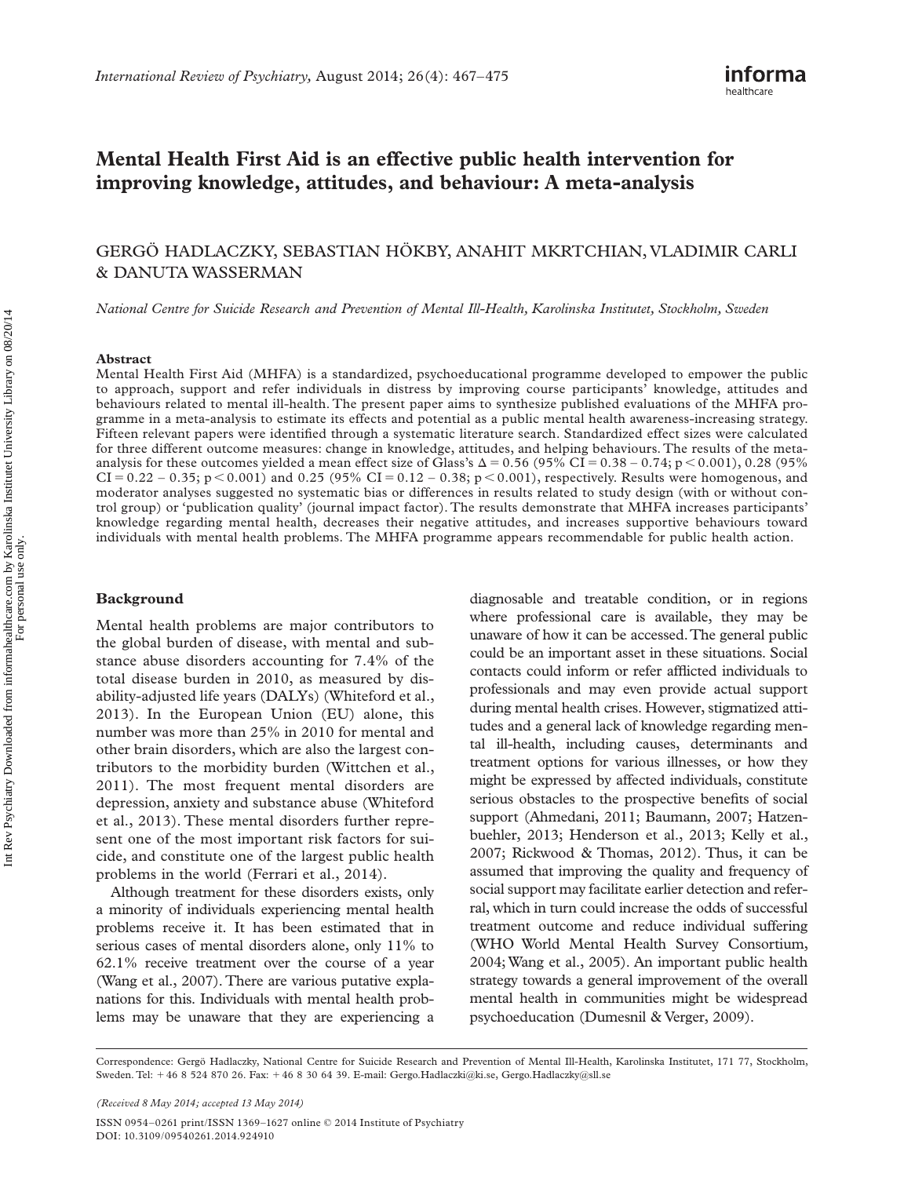# Mental Health First Aid is an effective public health intervention for improving knowledge, attitudes, and behaviour: A meta-analysis

GERGÖ HADLACZKY, SEBASTIAN HÖKBY, ANAHIT MKRTCHIAN, VLADIMIR CARLI & DANUTA WASSERMAN

*National Centre for Suicide Research and Prevention of Mental Ill-Health, Karolinska Institutet, Stockholm, Sweden*

## Abstract

Mental Health First Aid (MHFA) is a standardized, psychoeducational programme developed to empower the public to approach, support and refer individuals in distress by improving course participants' knowledge, attitudes and behaviours related to mental ill-health. The present paper aims to synthesize published evaluations of the MHFA programme in a meta-analysis to estimate its effects and potential as a public mental health awareness-increasing strategy. Fifteen relevant papers were identified through a systematic literature search. Standardized effect sizes were calculated for three different outcome measures: change in knowledge, attitudes, and helping behaviours. The results of the meta-analysis for these outcomes yielded a mean effect size of Glass's $\Delta = 0.56$ (95% CI = 0.38 – 0.74; $p < 0.001$), 0.28 (95% CI = 0.22 – 0.35; $p < 0.001$) and 0.25 (95% CI = 0.12 – 0.38; $p < 0.001$), respectively. Results were homogenous, and moderator analyses suggested no systematic bias or differences in results related to study design (with or without control group) or 'publication quality' (journal impact factor). The results demonstrate that MHFA increases participants' knowledge regarding mental health, decreases their negative attitudes, and increases supportive behaviours toward individuals with mental health problems. The MHFA programme appears recommendable for public health action.

## Background

Mental health problems are major contributors to the global burden of disease, with mental and substance abuse disorders accounting for 7.4% of the total disease burden in 2010, as measured by disability-adjusted life years (DALYs) (Whiteford et al., 2013). In the European Union (EU) alone, this number was more than 25% in 2010 for mental and other brain disorders, which are also the largest contributors to the morbidity burden (Wittchen et al., 2011). The most frequent mental disorders are depression, anxiety and substance abuse (Whiteford et al., 2013). These mental disorders further represent one of the most important risk factors for suicide, and constitute one of the largest public health problems in the world (Ferrari et al., 2014).

Although treatment for these disorders exists, only a minority of individuals experiencing mental health problems receive it. It has been estimated that in serious cases of mental disorders alone, only 11% to 62.1% receive treatment over the course of a year (Wang et al., 2007). There are various putative explanations for this. Individuals with mental health problems may be unaware that they are experiencing a diagnosable and treatable condition, or in regions where professional care is available, they may be unaware of how it can be accessed. The general public could be an important asset in these situations. Social contacts could inform or refer afflicted individuals to professionals and may even provide actual support during mental health crises. However, stigmatized attitudes and a general lack of knowledge regarding mental ill-health, including causes, determinants and treatment options for various illnesses, or how they might be expressed by affected individuals, constitute serious obstacles to the prospective benefits of social support (Ahmedani, 2011; Baumann, 2007; Hatzenbuehler, 2013; Henderson et al., 2013; Kelly et al., 2007; Rickwood & Thomas, 2012). Thus, it can be assumed that improving the quality and frequency of social support may facilitate earlier detection and referral, which in turn could increase the odds of successful treatment outcome and reduce individual suffering (WHO World Mental Health Survey Consortium, 2004; Wang et al., 2005). An important public health strategy towards a general improvement of the overall mental health in communities might be widespread psychoeducation (Dumesnil & Verger, 2009).

Correspondence: Gergö Hadlaczky, National Centre for Suicide Research and Prevention of Mental Ill-Health, Karolinska Institutet, 171 77, Stockholm, Sweden. Tel: +46 8 524 870 26. Fax: +46 8 30 64 39. E-mail: Gergo.Hadlaczki@ki.se, Gergo.Hadlaczky@sll.se

*(Received 8 May 2014; accepted 13 May 2014)*

ISSN 0954–0261 print/ISSN 1369–1627 online © 2014 Institute of Psychiatry
DOI: 10.3109/09540261.2014.924910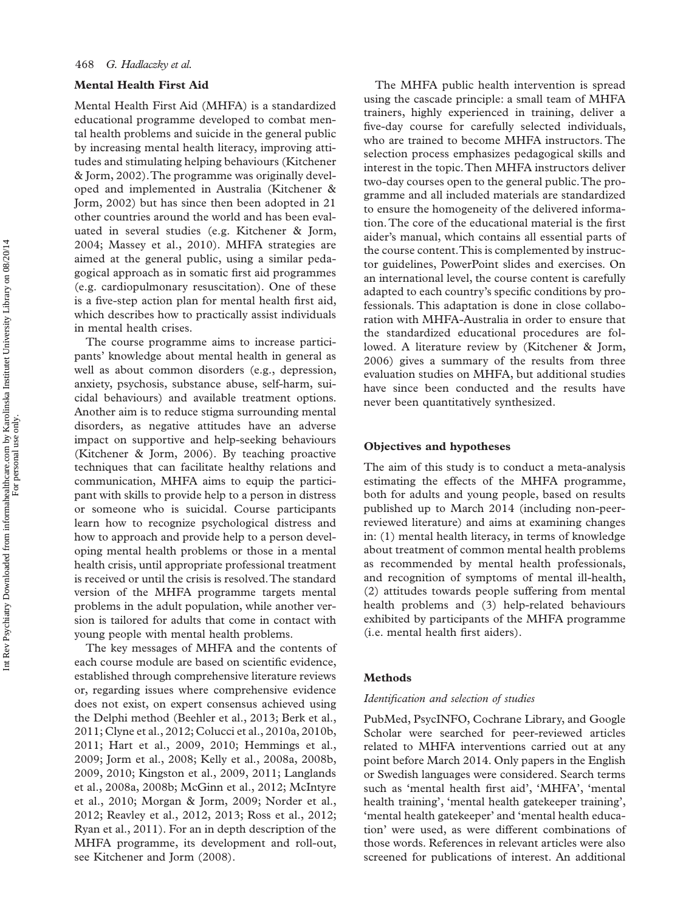## Mental Health First Aid

Mental Health First Aid (MHFA) is a standardized educational programme developed to combat mental health problems and suicide in the general public by increasing mental health literacy, improving attitudes and stimulating helping behaviours (Kitchener & Jorm, 2002). The programme was originally developed and implemented in Australia (Kitchener & Jorm, 2002) but has since then been adopted in 21 other countries around the world and has been evaluated in several studies (e.g. Kitchener & Jorm, 2004; Massey et al., 2010). MHFA strategies are aimed at the general public, using a similar pedagogical approach as in somatic first aid programmes (e.g. cardiopulmonary resuscitation). One of these is a five-step action plan for mental health first aid, which describes how to practically assist individuals in mental health crises.

The course programme aims to increase participants' knowledge about mental health in general as well as about common disorders (e.g., depression, anxiety, psychosis, substance abuse, self-harm, suicidal behaviours) and available treatment options. Another aim is to reduce stigma surrounding mental disorders, as negative attitudes have an adverse impact on supportive and help-seeking behaviours (Kitchener & Jorm, 2006). By teaching proactive techniques that can facilitate healthy relations and communication, MHFA aims to equip the participant with skills to provide help to a person in distress or someone who is suicidal. Course participants learn how to recognize psychological distress and how to approach and provide help to a person developing mental health problems or those in a mental health crisis, until appropriate professional treatment is received or until the crisis is resolved. The standard version of the MHFA programme targets mental problems in the adult population, while another version is tailored for adults that come in contact with young people with mental health problems.

The key messages of MHFA and the contents of each course module are based on scientific evidence, established through comprehensive literature reviews or, regarding issues where comprehensive evidence does not exist, on expert consensus achieved using the Delphi method (Beehler et al., 2013; Berk et al., 2011; Clyne et al., 2012; Colucci et al., 2010a, 2010b, 2011; Hart et al., 2009, 2010; Hemmings et al., 2009; Jorm et al., 2008; Kelly et al., 2008a, 2008b, 2009, 2010; Kingston et al., 2009, 2011; Langlands et al., 2008a, 2008b; McGinn et al., 2012; McIntyre et al., 2010; Morgan & Jorm, 2009; Norder et al., 2012; Reavley et al., 2012, 2013; Ross et al., 2012; Ryan et al., 2011). For an in depth description of the MHFA programme, its development and roll-out, see Kitchener and Jorm (2008).

The MHFA public health intervention is spread using the cascade principle: a small team of MHFA trainers, highly experienced in training, deliver a five-day course for carefully selected individuals, who are trained to become MHFA instructors. The selection process emphasizes pedagogical skills and interest in the topic. Then MHFA instructors deliver two-day courses open to the general public. The programme and all included materials are standardized to ensure the homogeneity of the delivered information. The core of the educational material is the first aider's manual, which contains all essential parts of the course content. This is complemented by instructor guidelines, PowerPoint slides and exercises. On an international level, the course content is carefully adapted to each country's specific conditions by professionals. This adaptation is done in close collaboration with MHFA-Australia in order to ensure that the standardized educational procedures are followed. A literature review by (Kitchener & Jorm, 2006) gives a summary of the results from three evaluation studies on MHFA, but additional studies have since been conducted and the results have never been quantitatively synthesized.

## Objectives and hypotheses

The aim of this study is to conduct a meta-analysis estimating the effects of the MHFA programme, both for adults and young people, based on results published up to March 2014 (including non-peer-reviewed literature) and aims at examining changes in: (1) mental health literacy, in terms of knowledge about treatment of common mental health problems as recommended by mental health professionals, and recognition of symptoms of mental ill-health, (2) attitudes towards people suffering from mental health problems and (3) help-related behaviours exhibited by participants of the MHFA programme (i.e. mental health first aiders).

## Methods

### *Identification and selection of studies*

PubMed, PsycINFO, Cochrane Library, and Google Scholar were searched for peer-reviewed articles related to MHFA interventions carried out at any point before March 2014. Only papers in the English or Swedish languages were considered. Search terms such as 'mental health first aid', 'MHFA', 'mental health training', 'mental health gatekeeper training', 'mental health gatekeeper' and 'mental health education' were used, as were different combinations of those words. References in relevant articles were also screened for publications of interest. An additional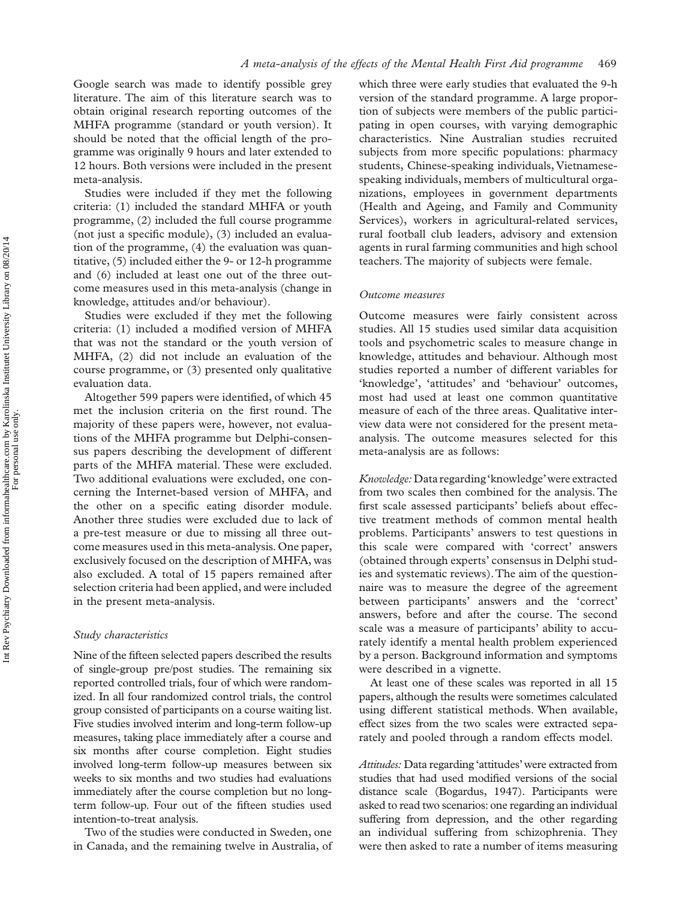Google search was made to identify possible grey literature. The aim of this literature search was to obtain original research reporting outcomes of the MHFA programme (standard or youth version). It should be noted that the official length of the programme was originally 9 hours and later extended to 12 hours. Both versions were included in the present meta-analysis.

Studies were included if they met the following criteria: (1) included the standard MHFA or youth programme, (2) included the full course programme (not just a specific module), (3) included an evaluation of the programme, (4) the evaluation was quantitative, (5) included either the 9- or 12-h programme and (6) included at least one out of the three outcome measures used in this meta-analysis (change in knowledge, attitudes and/or behaviour).

Studies were excluded if they met the following criteria: (1) included a modified version of MHFA that was not the standard or the youth version of MHFA, (2) did not include an evaluation of the course programme, or (3) presented only qualitative evaluation data.

Altogether 599 papers were identified, of which 45 met the inclusion criteria on the first round. The majority of these papers were, however, not evaluations of the MHFA programme but Delphi-consensus papers describing the development of different parts of the MHFA material. These were excluded. Two additional evaluations were excluded, one concerning the Internet-based version of MHFA, and the other on a specific eating disorder module. Another three studies were excluded due to lack of a pre-test measure or due to missing all three outcome measures used in this meta-analysis. One paper, exclusively focused on the description of MHFA, was also excluded. A total of 15 papers remained after selection criteria had been applied, and were included in the present meta-analysis.

### *Study characteristics*

Nine of the fifteen selected papers described the results of single-group pre/post studies. The remaining six reported controlled trials, four of which were randomized. In all four randomized control trials, the control group consisted of participants on a course waiting list. Five studies involved interim and long-term follow-up measures, taking place immediately after a course and six months after course completion. Eight studies involved long-term follow-up measures between six weeks to six months and two studies had evaluations immediately after the course completion but no long-term follow-up. Four out of the fifteen studies used intention-to-treat analysis.

Two of the studies were conducted in Sweden, one in Canada, and the remaining twelve in Australia, of which three were early studies that evaluated the 9-h version of the standard programme. A large proportion of subjects were members of the public participating in open courses, with varying demographic characteristics. Nine Australian studies recruited subjects from more specific populations: pharmacy students, Chinese-speaking individuals, Vietnamese-speaking individuals, members of multicultural organizations, employees in government departments (Health and Ageing, and Family and Community Services), workers in agricultural-related services, rural football club leaders, advisory and extension agents in rural farming communities and high school teachers. The majority of subjects were female.

### *Outcome measures*

Outcome measures were fairly consistent across studies. All 15 studies used similar data acquisition tools and psychometric scales to measure change in knowledge, attitudes and behaviour. Although most studies reported a number of different variables for 'knowledge', 'attitudes' and 'behaviour' outcomes, most had used at least one common quantitative measure of each of the three areas. Qualitative interview data were not considered for the present meta-analysis. The outcome measures selected for this meta-analysis are as follows:

*Knowledge:* Data regarding 'knowledge' were extracted from two scales then combined for the analysis. The first scale assessed participants' beliefs about effective treatment methods of common mental health problems. Participants' answers to test questions in this scale were compared with 'correct' answers (obtained through experts' consensus in Delphi studies and systematic reviews). The aim of the questionnaire was to measure the degree of the agreement between participants' answers and the 'correct' answers, before and after the course. The second scale was a measure of participants' ability to accurately identify a mental health problem experienced by a person. Background information and symptoms were described in a vignette.

At least one of these scales was reported in all 15 papers, although the results were sometimes calculated using different statistical methods. When available, effect sizes from the two scales were extracted separately and pooled through a random effects model.

*Attitudes:* Data regarding 'attitudes' were extracted from studies that had used modified versions of the social distance scale (Bogardus, 1947). Participants were asked to read two scenarios: one regarding an individual suffering from depression, and the other regarding an individual suffering from schizophrenia. They were then asked to rate a number of items measuring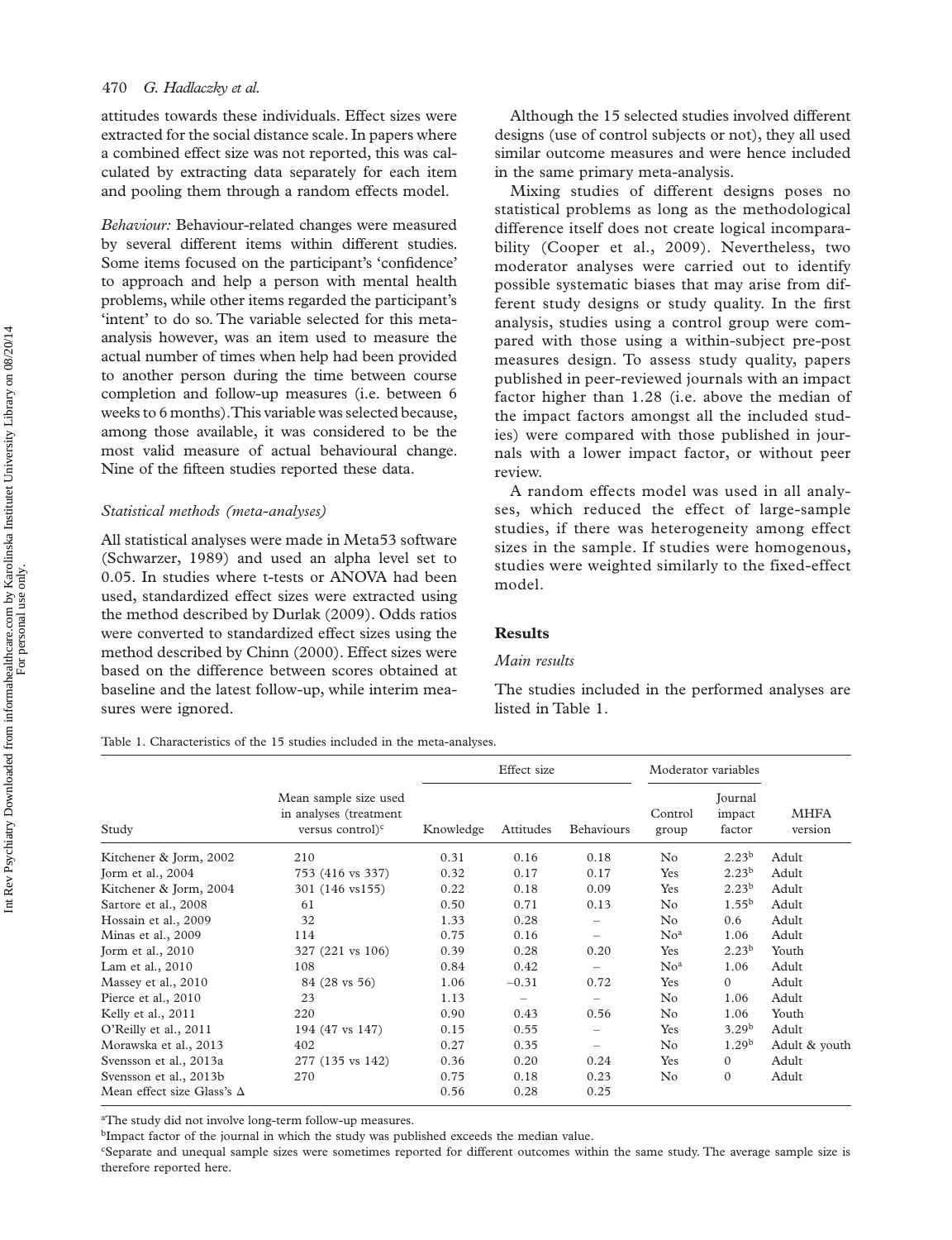attitudes towards these individuals. Effect sizes were extracted for the social distance scale. In papers where a combined effect size was not reported, this was calculated by extracting data separately for each item and pooling them through a random effects model.

*Behaviour:* Behaviour-related changes were measured by several different items within different studies. Some items focused on the participant's 'confidence' to approach and help a person with mental health problems, while other items regarded the participant's 'intent' to do so. The variable selected for this meta-analysis however, was an item used to measure the actual number of times when help had been provided to another person during the time between course completion and follow-up measures (i.e. between 6 weeks to 6 months). This variable was selected because, among those available, it was considered to be the most valid measure of actual behavioural change. Nine of the fifteen studies reported these data.

### *Statistical methods (meta-analyses)*

All statistical analyses were made in Meta53 software (Schwarzer, 1989) and used an alpha level set to 0.05. In studies where t-tests or ANOVA had been used, standardized effect sizes were extracted using the method described by Durlak (2009). Odds ratios were converted to standardized effect sizes using the method described by Chinn (2000). Effect sizes were based on the difference between scores obtained at baseline and the latest follow-up, while interim measures were ignored.

Although the 15 selected studies involved different designs (use of control subjects or not), they all used similar outcome measures and were hence included in the same primary meta-analysis.

Mixing studies of different designs poses no statistical problems as long as the methodological difference itself does not create logical incomparability (Cooper et al., 2009). Nevertheless, two moderator analyses were carried out to identify possible systematic biases that may arise from different study designs or study quality. In the first analysis, studies using a control group were compared with those using a within-subject pre-post measures design. To assess study quality, papers published in peer-reviewed journals with an impact factor higher than 1.28 (i.e. above the median of the impact factors amongst all the included studies) were compared with those published in journals with a lower impact factor, or without peer review.

A random effects model was used in all analyses, which reduced the effect of large-sample studies, if there was heterogeneity among effect sizes in the sample. If studies were homogenous, studies were weighted similarly to the fixed-effect model.

## Results

### *Main results*

The studies included in the performed analyses are listed in Table 1.

Table 1. Characteristics of the 15 studies included in the meta-analyses.

| Study | Mean sample size used in analyses (treatment versus control)[c] | Effect size | | | Moderator variables | | |
|---|---|---|---|---|---|---|---|
| | | Knowledge | Attitudes | Behaviours | Control group | Journal impact factor | MHFA version |
| Kitchener & Jorm, 2002 | 210 | 0.31 | 0.16 | 0.18 | No | 2.23[b] | Adult |
| Jorm et al., 2004 | 753 (416 vs 337) | 0.32 | 0.17 | 0.17 | Yes | 2.23[b] | Adult |
| Kitchener & Jorm, 2004 | 301 (146 vs155) | 0.22 | 0.18 | 0.09 | Yes | 2.23[b] | Adult |
| Sartore et al., 2008 | 61 | 0.50 | 0.71 | 0.13 | No | 1.55[b] | Adult |
| Hossain et al., 2009 | 32 | 1.33 | 0.28 | – | No | 0.6 | Adult |
| Minas et al., 2009 | 114 | 0.75 | 0.16 | – | No[a] | 1.06 | Adult |
| Jorm et al., 2010 | 327 (221 vs 106) | 0.39 | 0.28 | 0.20 | Yes | 2.23[b] | Youth |
| Lam et al., 2010 | 108 | 0.84 | 0.42 | – | No[a] | 1.06 | Adult |
| Massey et al., 2010 | 84 (28 vs 56) | 1.06 | −0.31 | 0.72 | Yes | 0 | Adult |
| Pierce et al., 2010 | 23 | 1.13 | – | – | No | 1.06 | Adult |
| Kelly et al., 2011 | 220 | 0.90 | 0.43 | 0.56 | No | 1.06 | Youth |
| O'Reilly et al., 2011 | 194 (47 vs 147) | 0.15 | 0.55 | – | Yes | 3.29[b] | Adult |
| Morawska et al., 2013 | 402 | 0.27 | 0.35 | – | No | 1.29[b] | Adult & youth |
| Svensson et al., 2013a | 277 (135 vs 142) | 0.36 | 0.20 | 0.24 | Yes | 0 | Adult |
| Svensson et al., 2013b | 270 | 0.75 | 0.18 | 0.23 | No | 0 | Adult |
| Mean effect size Glass's Δ | | 0.56 | 0.28 | 0.25 | | | |

[a]The study did not involve long-term follow-up measures.
[b]Impact factor of the journal in which the study was published exceeds the median value.
[c]Separate and unequal sample sizes were sometimes reported for different outcomes within the same study. The average sample size is therefore reported here.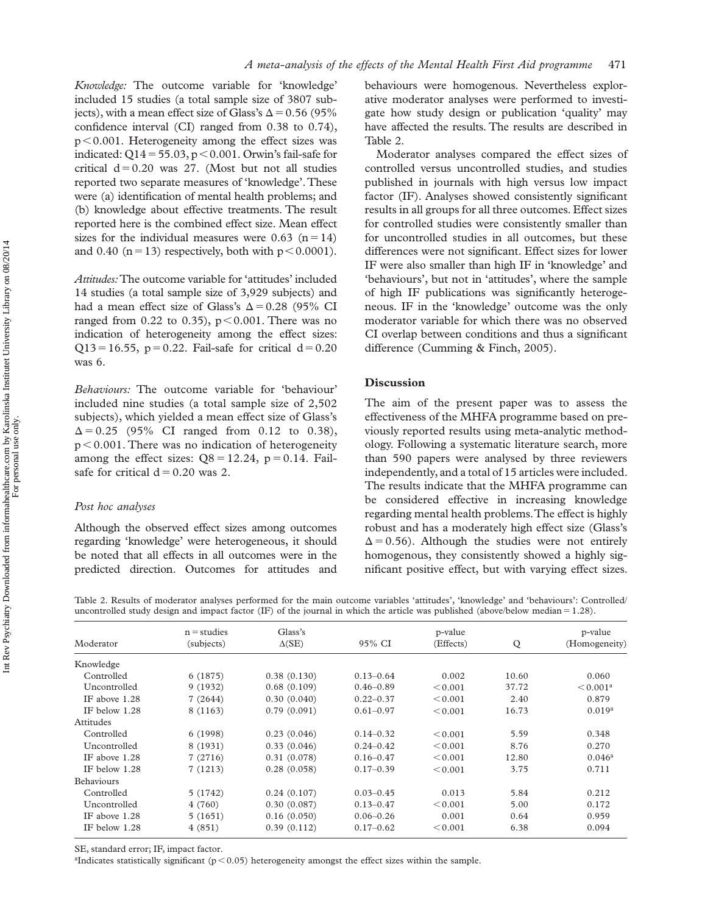*Knowledge:* The outcome variable for 'knowledge' included 15 studies (a total sample size of 3807 subjects), with a mean effect size of Glass's $\Delta = 0.56$ (95% confidence interval (CI) ranged from 0.38 to 0.74), $p < 0.001$. Heterogeneity among the effect sizes was indicated: $Q14 = 55.03$, $p < 0.001$. Orwin's fail-safe for critical $d = 0.20$ was 27. (Most but not all studies reported two separate measures of 'knowledge'. These were (a) identification of mental health problems; and (b) knowledge about effective treatments. The result reported here is the combined effect size. Mean effect sizes for the individual measures were 0.63 ($n = 14$) and 0.40 ($n = 13$) respectively, both with $p < 0.0001$).

*Attitudes:* The outcome variable for 'attitudes' included 14 studies (a total sample size of 3,929 subjects) and had a mean effect size of Glass's $\Delta = 0.28$ (95% CI ranged from 0.22 to 0.35), $p < 0.001$. There was no indication of heterogeneity among the effect sizes: $Q13 = 16.55$, $p = 0.22$. Fail-safe for critical $d = 0.20$ was 6.

*Behaviours:* The outcome variable for 'behaviour' included nine studies (a total sample size of 2,502 subjects), which yielded a mean effect size of Glass's $\Delta = 0.25$ (95% CI ranged from 0.12 to 0.38), $p < 0.001$. There was no indication of heterogeneity among the effect sizes: $Q8 = 12.24$, $p = 0.14$. Fail-safe for critical $d = 0.20$ was 2.

### *Post hoc analyses*

Although the observed effect sizes among outcomes regarding 'knowledge' were heterogeneous, it should be noted that all effects in all outcomes were in the predicted direction. Outcomes for attitudes and behaviours were homogenous. Nevertheless explorative moderator analyses were performed to investigate how study design or publication 'quality' may have affected the results. The results are described in Table 2.

Moderator analyses compared the effect sizes of controlled versus uncontrolled studies, and studies published in journals with high versus low impact factor (IF). Analyses showed consistently significant results in all groups for all three outcomes. Effect sizes for controlled studies were consistently smaller than for uncontrolled studies in all outcomes, but these differences were not significant. Effect sizes for lower IF were also smaller than high IF in 'knowledge' and 'behaviours', but not in 'attitudes', where the sample of high IF publications was significantly heterogeneous. IF in the 'knowledge' outcome was the only moderator variable for which there was no observed CI overlap between conditions and thus a significant difference (Cumming & Finch, 2005).

## Discussion

The aim of the present paper was to assess the effectiveness of the MHFA programme based on previously reported results using meta-analytic methodology. Following a systematic literature search, more than 590 papers were analysed by three reviewers independently, and a total of 15 articles were included. The results indicate that the MHFA programme can be considered effective in increasing knowledge regarding mental health problems. The effect is highly robust and has a moderately high effect size (Glass's $\Delta = 0.56$). Although the studies were not entirely homogenous, they consistently showed a highly significant positive effect, but with varying effect sizes.

Table 2. Results of moderator analyses performed for the main outcome variables 'attitudes', 'knowledge' and 'behaviours': Controlled/uncontrolled study design and impact factor (IF) of the journal in which the article was published (above/below median = 1.28).

| Moderator | n = studies (subjects) | Glass's Δ(SE) | 95% CI | p-value (Effects) | Q | p-value (Homogeneity) |
|---|---|---|---|---|---|---|
| Knowledge | | | | | | |
| Controlled | 6 (1875) | 0.38 (0.130) | 0.13–0.64 | 0.002 | 10.60 | 0.060 |
| Uncontrolled | 9 (1932) | 0.68 (0.109) | 0.46–0.89 | <0.001 | 37.72 | <0.001[a] |
| IF above 1.28 | 7 (2644) | 0.30 (0.040) | 0.22–0.37 | <0.001 | 2.40 | 0.879 |
| IF below 1.28 | 8 (1163) | 0.79 (0.091) | 0.61–0.97 | <0.001 | 16.73 | 0.019[a] |
| Attitudes | | | | | | |
| Controlled | 6 (1998) | 0.23 (0.046) | 0.14–0.32 | <0.001 | 5.59 | 0.348 |
| Uncontrolled | 8 (1931) | 0.33 (0.046) | 0.24–0.42 | <0.001 | 8.76 | 0.270 |
| IF above 1.28 | 7 (2716) | 0.31 (0.078) | 0.16–0.47 | <0.001 | 12.80 | 0.046[a] |
| IF below 1.28 | 7 (1213) | 0.28 (0.058) | 0.17–0.39 | <0.001 | 3.75 | 0.711 |
| Behaviours | | | | | | |
| Controlled | 5 (1742) | 0.24 (0.107) | 0.03–0.45 | 0.013 | 5.84 | 0.212 |
| Uncontrolled | 4 (760) | 0.30 (0.087) | 0.13–0.47 | <0.001 | 5.00 | 0.172 |
| IF above 1.28 | 5 (1651) | 0.16 (0.050) | 0.06–0.26 | 0.001 | 0.64 | 0.959 |
| IF below 1.28 | 4 (851) | 0.39 (0.112) | 0.17–0.62 | <0.001 | 6.38 | 0.094 |

SE, standard error; IF, impact factor.

[a]Indicates statistically significant ($p < 0.05$) heterogeneity amongst the effect sizes within the sample.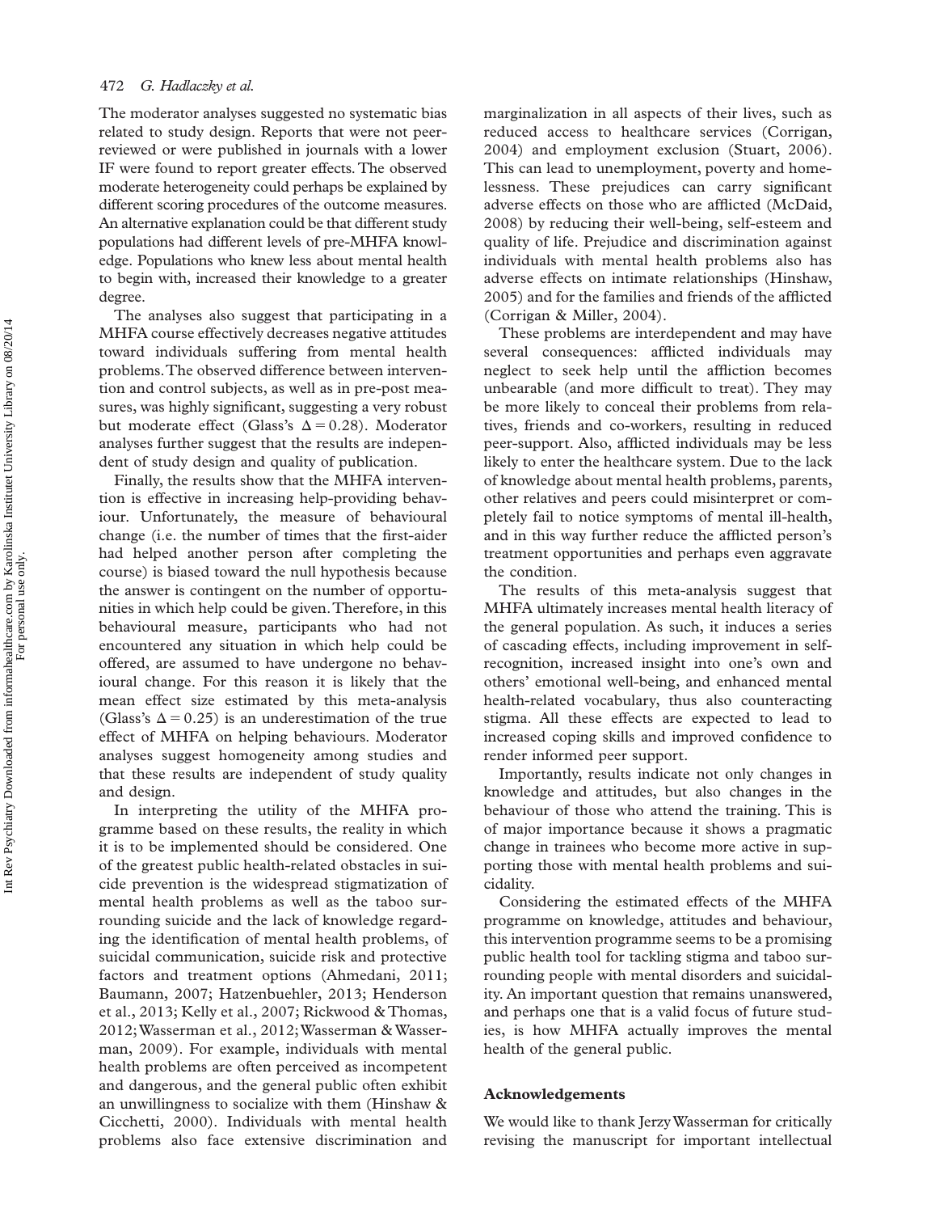The moderator analyses suggested no systematic bias related to study design. Reports that were not peer-reviewed or were published in journals with a lower IF were found to report greater effects. The observed moderate heterogeneity could perhaps be explained by different scoring procedures of the outcome measures. An alternative explanation could be that different study populations had different levels of pre-MHFA knowledge. Populations who knew less about mental health to begin with, increased their knowledge to a greater degree.

The analyses also suggest that participating in a MHFA course effectively decreases negative attitudes toward individuals suffering from mental health problems. The observed difference between intervention and control subjects, as well as in pre-post measures, was highly significant, suggesting a very robust but moderate effect (Glass's $\Delta = 0.28$). Moderator analyses further suggest that the results are independent of study design and quality of publication.

Finally, the results show that the MHFA intervention is effective in increasing help-providing behaviour. Unfortunately, the measure of behavioural change (i.e. the number of times that the first-aider had helped another person after completing the course) is biased toward the null hypothesis because the answer is contingent on the number of opportunities in which help could be given. Therefore, in this behavioural measure, participants who had not encountered any situation in which help could be offered, are assumed to have undergone no behavioural change. For this reason it is likely that the mean effect size estimated by this meta-analysis (Glass's $\Delta = 0.25$) is an underestimation of the true effect of MHFA on helping behaviours. Moderator analyses suggest homogeneity among studies and that these results are independent of study quality and design.

In interpreting the utility of the MHFA programme based on these results, the reality in which it is to be implemented should be considered. One of the greatest public health-related obstacles in suicide prevention is the widespread stigmatization of mental health problems as well as the taboo surrounding suicide and the lack of knowledge regarding the identification of mental health problems, of suicidal communication, suicide risk and protective factors and treatment options (Ahmedani, 2011; Baumann, 2007; Hatzenbuehler, 2013; Henderson et al., 2013; Kelly et al., 2007; Rickwood & Thomas, 2012; Wasserman et al., 2012; Wasserman & Wasserman, 2009). For example, individuals with mental health problems are often perceived as incompetent and dangerous, and the general public often exhibit an unwillingness to socialize with them (Hinshaw & Cicchetti, 2000). Individuals with mental health problems also face extensive discrimination and marginalization in all aspects of their lives, such as reduced access to healthcare services (Corrigan, 2004) and employment exclusion (Stuart, 2006). This can lead to unemployment, poverty and homelessness. These prejudices can carry significant adverse effects on those who are afflicted (McDaid, 2008) by reducing their well-being, self-esteem and quality of life. Prejudice and discrimination against individuals with mental health problems also has adverse effects on intimate relationships (Hinshaw, 2005) and for the families and friends of the afflicted (Corrigan & Miller, 2004).

These problems are interdependent and may have several consequences: afflicted individuals may neglect to seek help until the affliction becomes unbearable (and more difficult to treat). They may be more likely to conceal their problems from relatives, friends and co-workers, resulting in reduced peer-support. Also, afflicted individuals may be less likely to enter the healthcare system. Due to the lack of knowledge about mental health problems, parents, other relatives and peers could misinterpret or completely fail to notice symptoms of mental ill-health, and in this way further reduce the afflicted person's treatment opportunities and perhaps even aggravate the condition.

The results of this meta-analysis suggest that MHFA ultimately increases mental health literacy of the general population. As such, it induces a series of cascading effects, including improvement in self-recognition, increased insight into one's own and others' emotional well-being, and enhanced mental health-related vocabulary, thus also counteracting stigma. All these effects are expected to lead to increased coping skills and improved confidence to render informed peer support.

Importantly, results indicate not only changes in knowledge and attitudes, but also changes in the behaviour of those who attend the training. This is of major importance because it shows a pragmatic change in trainees who become more active in supporting those with mental health problems and suicidality.

Considering the estimated effects of the MHFA programme on knowledge, attitudes and behaviour, this intervention programme seems to be a promising public health tool for tackling stigma and taboo surrounding people with mental disorders and suicidality. An important question that remains unanswered, and perhaps one that is a valid focus of future studies, is how MHFA actually improves the mental health of the general public.

## Acknowledgements

We would like to thank Jerzy Wasserman for critically revising the manuscript for important intellectual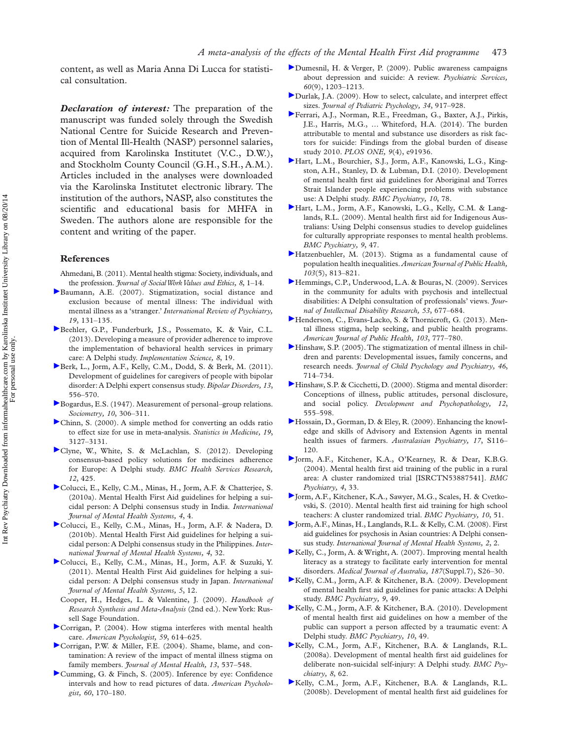content, as well as Maria Anna Di Lucca for statistical consultation.

***Declaration of interest:*** The preparation of the manuscript was funded solely through the Swedish National Centre for Suicide Research and Prevention of Mental Ill-Health (NASP) personnel salaries, acquired from Karolinska Institutet (V.C., D.W.), and Stockholm County Council (G.H., S.H., A.M.). Articles included in the analyses were downloaded via the Karolinska Institutet electronic library. The institution of the authors, NASP, also constitutes the scientific and educational basis for MHFA in Sweden. The authors alone are responsible for the content and writing of the paper.

## References

Ahmedani, B. (2011). Mental health stigma: Society, individuals, and the profession. *Journal of Social Work Values and Ethics, 8*, 1–14.

Baumann, A.E. (2007). Stigmatization, social distance and exclusion because of mental illness: The individual with mental illness as a 'stranger.' *International Review of Psychiatry, 19*, 131–135.

Beehler, G.P., Funderburk, J.S., Possemato, K. & Vair, C.L. (2013). Developing a measure of provider adherence to improve the implementation of behavioral health services in primary care: A Delphi study. *Implementation Science, 8*, 19.

Berk, L., Jorm, A.F., Kelly, C.M., Dodd, S. & Berk, M. (2011). Development of guidelines for caregivers of people with bipolar disorder: A Delphi expert consensus study. *Bipolar Disorders, 13*, 556–570.

Bogardus, E.S. (1947). Measurement of personal–group relations. *Sociometry, 10*, 306–311.

Chinn, S. (2000). A simple method for converting an odds ratio to effect size for use in meta-analysis. *Statistics in Medicine, 19*, 3127–3131.

Clyne, W., White, S. & McLachlan, S. (2012). Developing consensus-based policy solutions for medicines adherence for Europe: A Delphi study. *BMC Health Services Research, 12*, 425.

Colucci, E., Kelly, C.M., Minas, H., Jorm, A.F. & Chatterjee, S. (2010a). Mental Health First Aid guidelines for helping a suicidal person: A Delphi consensus study in India. *International Journal of Mental Health Systems, 4*, 4.

Colucci, E., Kelly, C.M., Minas, H., Jorm, A.F. & Nadera, D. (2010b). Mental Health First Aid guidelines for helping a suicidal person: A Delphi consensus study in the Philippines. *International Journal of Mental Health Systems, 4*, 32.

Colucci, E., Kelly, C.M., Minas, H., Jorm, A.F. & Suzuki, Y. (2011). Mental Health First Aid guidelines for helping a suicidal person: A Delphi consensus study in Japan. *International Journal of Mental Health Systems, 5*, 12.

Cooper, H., Hedges, L. & Valentine, J. (2009). *Handbook of Research Synthesis and Meta-Analysis* (2nd ed.). New York: Russell Sage Foundation.

Corrigan, P. (2004). How stigma interferes with mental health care. *American Psychologist, 59*, 614–625.

Corrigan, P.W. & Miller, F.E. (2004). Shame, blame, and contamination: A review of the impact of mental illness stigma on family members. *Journal of Mental Health, 13*, 537–548.

Cumming, G. & Finch, S. (2005). Inference by eye: Confidence intervals and how to read pictures of data. *American Psychologist, 60*, 170–180.

Dumesnil, H. & Verger, P. (2009). Public awareness campaigns about depression and suicide: A review. *Psychiatric Services, 60*(9), 1203–1213.

Durlak, J.A. (2009). How to select, calculate, and interpret effect sizes. *Journal of Pediatric Psychology, 34*, 917–928.

Ferrari, A.J., Norman, R.E., Freedman, G., Baxter, A.J., Pirkis, J.E., Harris, M.G., … Whiteford, H.A. (2014). The burden attributable to mental and substance use disorders as risk factors for suicide: Findings from the global burden of disease study 2010. *PLOS ONE, 9*(4), e91936.

Hart, L.M., Bourchier, S.J., Jorm, A.F., Kanowski, L.G., Kingston, A.H., Stanley, D. & Lubman, D.I. (2010). Development of mental health first aid guidelines for Aboriginal and Torres Strait Islander people experiencing problems with substance use: A Delphi study. *BMC Psychiatry, 10*, 78.

Hart, L.M., Jorm, A.F., Kanowski, L.G., Kelly, C.M. & Langlands, R.L. (2009). Mental health first aid for Indigenous Australians: Using Delphi consensus studies to develop guidelines for culturally appropriate responses to mental health problems. *BMC Psychiatry, 9*, 47.

Hatzenbuehler, M. (2013). Stigma as a fundamental cause of population health inequalities. *American Journal of Public Health, 103*(5), 813–821.

Hemmings, C.P., Underwood, L.A. & Bouras, N. (2009). Services in the community for adults with psychosis and intellectual disabilities: A Delphi consultation of professionals' views. *Journal of Intellectual Disability Research, 53*, 677–684.

Henderson, C., Evans-Lacko, S. & Thornicroft, G. (2013). Mental illness stigma, help seeking, and public health programs. *American Journal of Public Health, 103*, 777–780.

Hinshaw, S.P. (2005). The stigmatization of mental illness in children and parents: Developmental issues, family concerns, and research needs. *Journal of Child Psychology and Psychiatry, 46*, 714–734.

Hinshaw, S.P. & Cicchetti, D. (2000). Stigma and mental disorder: Conceptions of illness, public attitudes, personal disclosure, and social policy. *Development and Psychopathology, 12*, 555–598.

Hossain, D., Gorman, D. & Eley, R. (2009). Enhancing the knowledge and skills of Advisory and Extension Agents in mental health issues of farmers. *Australasian Psychiatry, 17*, S116–120.

Jorm, A.F., Kitchener, K.A., O'Kearney, R. & Dear, K.B.G. (2004). Mental health first aid training of the public in a rural area: A cluster randomized trial [ISRCTN53887541]. *BMC Psychiatry, 4*, 33.

Jorm, A.F., Kitchener, K.A., Sawyer, M.G., Scales, H. & Cvetkovski, S. (2010). Mental health first aid training for high school teachers: A cluster randomized trial. *BMC Psychiatry, 10*, 51.

Jorm, A.F., Minas, H., Langlands, R.L. & Kelly, C.M. (2008). First aid guidelines for psychosis in Asian countries: A Delphi consensus study. *International Journal of Mental Health Systems, 2*, 2.

Kelly, C., Jorm, A. & Wright, A. (2007). Improving mental health literacy as a strategy to facilitate early intervention for mental disorders. *Medical Journal of Australia, 187*(Suppl.7), S26–30.

Kelly, C.M., Jorm, A.F. & Kitchener, B.A. (2009). Development of mental health first aid guidelines for panic attacks: A Delphi study. *BMC Psychiatry, 9*, 49.

Kelly, C.M., Jorm, A.F. & Kitchener, B.A. (2010). Development of mental health first aid guidelines on how a member of the public can support a person affected by a traumatic event: A Delphi study. *BMC Psychiatry, 10*, 49.

Kelly, C.M., Jorm, A.F., Kitchener, B.A. & Langlands, R.L. (2008a). Development of mental health first aid guidelines for deliberate non-suicidal self-injury: A Delphi study. *BMC Psychiatry, 8*, 62.

Kelly, C.M., Jorm, A.F., Kitchener, B.A. & Langlands, R.L. (2008b). Development of mental health first aid guidelines for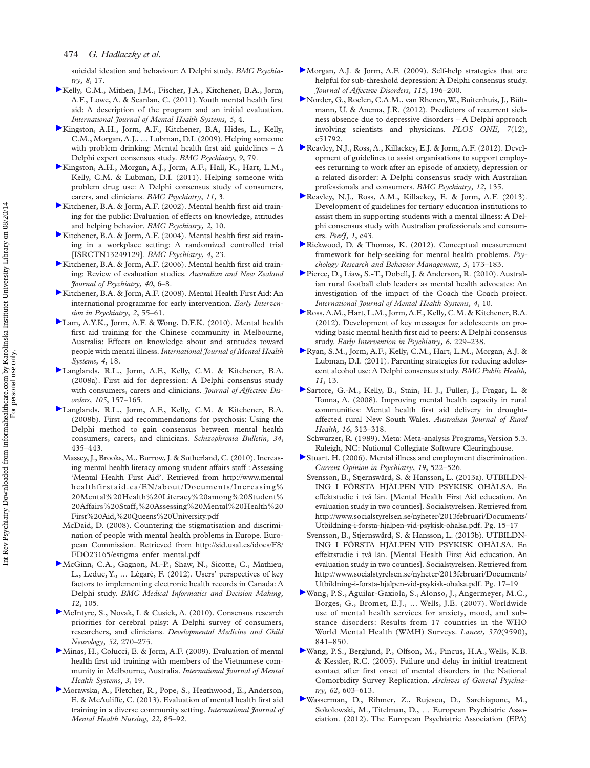suicidal ideation and behaviour: A Delphi study. *BMC Psychiatry, 8*, 17.

Kelly, C.M., Mithen, J.M., Fischer, J.A., Kitchener, B.A., Jorm, A.F., Lowe, A. & Scanlan, C. (2011). Youth mental health first aid: A description of the program and an initial evaluation. *International Journal of Mental Health Systems, 5*, 4.

Kingston, A.H., Jorm, A.F., Kitchener, B.A, Hides, L., Kelly, C.M., Morgan, A.J., … Lubman, D.I. (2009). Helping someone with problem drinking: Mental health first aid guidelines – A Delphi expert consensus study. *BMC Psychiatry, 9*, 79.

Kingston, A.H., Morgan, A.J., Jorm, A.F., Hall, K., Hart, L.M., Kelly, C.M. & Lubman, D.I. (2011). Helping someone with problem drug use: A Delphi consensus study of consumers, carers, and clinicians. *BMC Psychiatry, 11*, 3.

Kitchener, B.A. & Jorm, A.F. (2002). Mental health first aid training for the public: Evaluation of effects on knowledge, attitudes and helping behavior. *BMC Psychiatry, 2*, 10.

Kitchener, B.A. & Jorm, A.F. (2004). Mental health first aid training in a workplace setting: A randomized controlled trial [ISRCTN13249129]. *BMC Psychiatry, 4*, 23.

Kitchener, B.A. & Jorm, A.F. (2006). Mental health first aid training: Review of evaluation studies. *Australian and New Zealand Journal of Psychiatry, 40*, 6–8.

Kitchener, B.A. & Jorm, A.F. (2008). Mental Health First Aid: An international programme for early intervention. *Early Intervention in Psychiatry, 2*, 55–61.

Lam, A.Y.K., Jorm, A.F. & Wong, D.F.K. (2010). Mental health first aid training for the Chinese community in Melbourne, Australia: Effects on knowledge about and attitudes toward people with mental illness. *International Journal of Mental Health Systems, 4*, 18.

Langlands, R.L., Jorm, A.F., Kelly, C.M. & Kitchener, B.A. (2008a). First aid for depression: A Delphi consensus study with consumers, carers and clinicians. *Journal of Affective Disorders, 105*, 157–165.

Langlands, R.L., Jorm, A.F., Kelly, C.M. & Kitchener, B.A. (2008b). First aid recommendations for psychosis: Using the Delphi method to gain consensus between mental health consumers, carers, and clinicians. *Schizophrenia Bulletin, 34*, 435–443.

Massey, J., Brooks, M., Burrow, J. & Sutherland, C. (2010). Increasing mental health literacy among student affairs staff : Assessing 'Mental Health First Aid'. Retrieved from http://www.mentalhealthfirstaid.ca/EN/about/Documents/Increasing%20Mental%20Health%20Literacy%20among%20Student%20Affairs%20Staff,%20Assessing%20Mental%20Health%20First%20Aid,%20Queens%20University.pdf

McDaid, D. (2008). Countering the stigmatisation and discrimination of people with mental health problems in Europe. European Commission. Retrieved from http://sid.usal.es/idocs/F8/FDO23165/estigma_enfer_mental.pdf

McGinn, C.A., Gagnon, M.-P., Shaw, N., Sicotte, C., Mathieu, L., Leduc, Y., … Légaré, F. (2012). Users' perspectives of key factors to implementing electronic health records in Canada: A Delphi study. *BMC Medical Informatics and Decision Making, 12*, 105.

McIntyre, S., Novak, I. & Cusick, A. (2010). Consensus research priorities for cerebral palsy: A Delphi survey of consumers, researchers, and clinicians. *Developmental Medicine and Child Neurology, 52*, 270–275.

Minas, H., Colucci, E. & Jorm, A.F. (2009). Evaluation of mental health first aid training with members of the Vietnamese community in Melbourne, Australia. *International Journal of Mental Health Systems, 3*, 19.

Morawska, A., Fletcher, R., Pope, S., Heathwood, E., Anderson, E. & McAuliffe, C. (2013). Evaluation of mental health first aid training in a diverse community setting. *International Journal of Mental Health Nursing, 22*, 85–92.

Morgan, A.J. & Jorm, A.F. (2009). Self-help strategies that are helpful for sub-threshold depression: A Delphi consensus study. *Journal of Affective Disorders, 115*, 196–200.

Norder, G., Roelen, C.A.M., van Rhenen, W., Buitenhuis, J., Bültmann, U. & Anema, J.R. (2012). Predictors of recurrent sickness absence due to depressive disorders – A Delphi approach involving scientists and physicians. *PLOS ONE, 7*(12), e51792.

Reavley, N.J., Ross, A., Killackey, E.J. & Jorm, A.F. (2012). Development of guidelines to assist organisations to support employees returning to work after an episode of anxiety, depression or a related disorder: A Delphi consensus study with Australian professionals and consumers. *BMC Psychiatry, 12*, 135.

Reavley, N.J., Ross, A.M., Killackey, E. & Jorm, A.F. (2013). Development of guidelines for tertiary education institutions to assist them in supporting students with a mental illness: A Delphi consensus study with Australian professionals and consumers. *PeerJ, 1*, e43.

Rickwood, D. & Thomas, K. (2012). Conceptual measurement framework for help-seeking for mental health problems. *Psychology Research and Behavior Management, 5*, 173–183.

Pierce, D., Liaw, S.-T., Dobell, J. & Anderson, R. (2010). Australian rural football club leaders as mental health advocates: An investigation of the impact of the Coach the Coach project. *International Journal of Mental Health Systems, 4*, 10.

Ross, A.M., Hart, L.M., Jorm, A.F., Kelly, C.M. & Kitchener, B.A. (2012). Development of key messages for adolescents on providing basic mental health first aid to peers: A Delphi consensus study. *Early Intervention in Psychiatry, 6*, 229–238.

Ryan, S.M., Jorm, A.F., Kelly, C.M., Hart, L.M., Morgan, A.J. & Lubman, D.I. (2011). Parenting strategies for reducing adolescent alcohol use: A Delphi consensus study. *BMC Public Health, 11*, 13.

Sartore, G.-M., Kelly, B., Stain, H. J., Fuller, J., Fragar, L. & Tonna, A. (2008). Improving mental health capacity in rural communities: Mental health first aid delivery in drought-affected rural New South Wales. *Australian Journal of Rural Health, 16*, 313–318.

Schwarzer, R. (1989). Meta: Meta-analysis Programs, Version 5.3. Raleigh, NC: National Collegiate Software Clearinghouse.

Stuart, H. (2006). Mental illness and employment discrimination. *Current Opinion in Psychiatry, 19*, 522–526.

Svensson, B., Stjernswärd, S. & Hansson, L. (2013a). UTBILDNING I FÖRSTA HJÄLPEN VID PSYKISK OHÄLSA. En effektstudie i två län. [Mental Health First Aid education. An evaluation study in two counties]. Socialstyrelsen. Retrieved from http://www.socialstyrelsen.se/nyheter/2013februari/Documents/Utbildning-i-forsta-hjalpen-vid-psykisk-ohalsa.pdf. Pg. 15–17

Svensson, B., Stjernswärd, S. & Hansson, L. (2013b). UTBILDNING I FÖRSTA HJÄLPEN VID PSYKISK OHÄLSA. En effektstudie i två län. [Mental Health First Aid education. An evaluation study in two counties]. Socialstyrelsen. Retrieved from http://www.socialstyrelsen.se/nyheter/2013februari/Documents/Utbildning-i-forsta-hjalpen-vid-psykisk-ohalsa.pdf. Pg. 17–19

Wang, P.S., Aguilar-Gaxiola, S., Alonso, J., Angermeyer, M.C., Borges, G., Bromet, E.J., … Wells, J.E. (2007). Worldwide use of mental health services for anxiety, mood, and substance disorders: Results from 17 countries in the WHO World Mental Health (WMH) Surveys. *Lancet, 370*(9590), 841–850.

Wang, P.S., Berglund, P., Olfson, M., Pincus, H.A., Wells, K.B. & Kessler, R.C. (2005). Failure and delay in initial treatment contact after first onset of mental disorders in the National Comorbidity Survey Replication. *Archives of General Psychiatry, 62*, 603–613.

Wasserman, D., Rihmer, Z., Rujescu, D., Sarchiapone, M., Sokolowski, M., Titelman, D., … European Psychiatric Association. (2012). The European Psychiatric Association (EPA)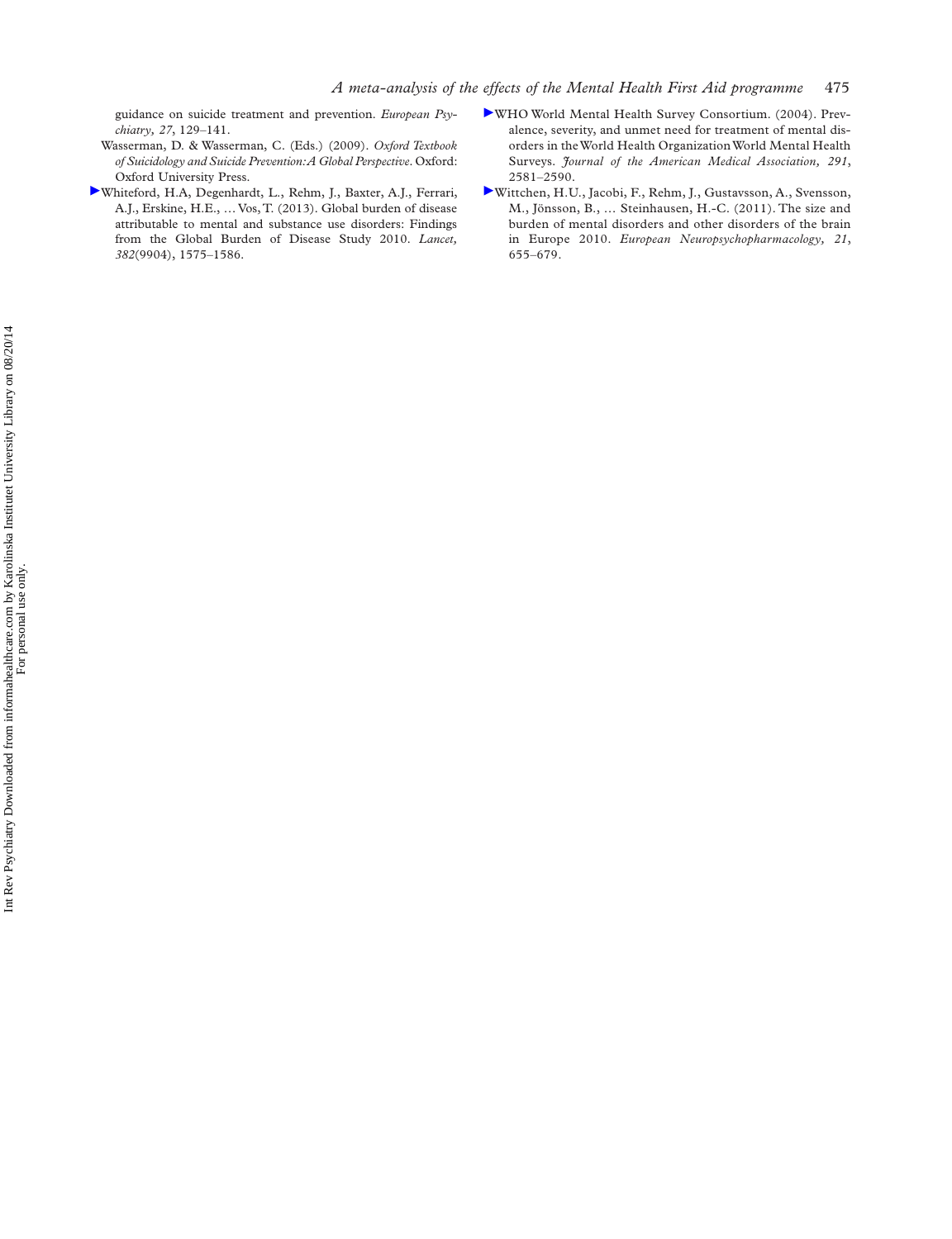guidance on suicide treatment and prevention. *European Psychiatry, 27*, 129–141.

Wasserman, D. & Wasserman, C. (Eds.) (2009). *Oxford Textbook of Suicidology and Suicide Prevention: A Global Perspective*. Oxford: Oxford University Press.

Whiteford, H.A, Degenhardt, L., Rehm, J., Baxter, A.J., Ferrari, A.J., Erskine, H.E., … Vos, T. (2013). Global burden of disease attributable to mental and substance use disorders: Findings from the Global Burden of Disease Study 2010. *Lancet, 382*(9904), 1575–1586.

WHO World Mental Health Survey Consortium. (2004). Prevalence, severity, and unmet need for treatment of mental disorders in the World Health Organization World Mental Health Surveys. *Journal of the American Medical Association, 291*, 2581–2590.

Wittchen, H.U., Jacobi, F., Rehm, J., Gustavsson, A., Svensson, M., Jönsson, B., … Steinhausen, H.-C. (2011). The size and burden of mental disorders and other disorders of the brain in Europe 2010. *European Neuropsychopharmacology, 21*, 655–679.